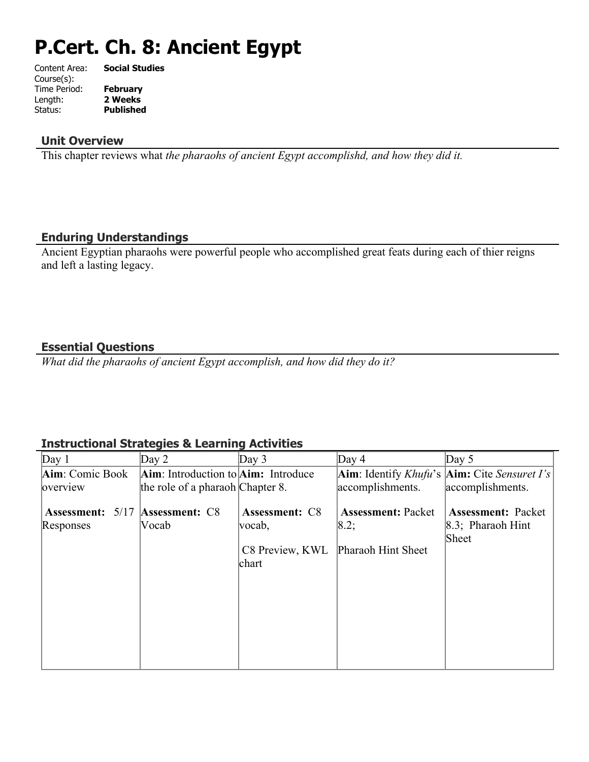# P.Cert. Ch. 8: Ancient Egypt

Content Area: **Social Studies**
Course(s):
Time Period: **February**
Length: **2 Weeks**
Status: **Published**

## Unit Overview

This chapter reviews what *the pharaohs of ancient Egypt accomplishd, and how they did it.*

## Enduring Understandings

Ancient Egyptian pharaohs were powerful people who accomplished great feats during each of thier reigns and left a lasting legacy.

## Essential Questions

*What did the pharaohs of ancient Egypt accomplish, and how did they do it?*

## Instructional Strategies & Learning Activities

| Day 1 | Day 2 | Day 3 | Day 4 | Day 5 |
|---|---|---|---|---|
| **Aim**: Comic Book overview<br><br>**Assessment:** 5/17 Responses | **Aim**: Introduction to the role of a pharaoh<br><br>**Assessment:** C8 Vocab | **Aim:** Introduce Chapter 8.<br><br>**Assessment:** C8 vocab,<br><br>C8 Preview, KWL chart | **Aim**: Identify *Khufu*'s accomplishments.<br><br>**Assessment:** Packet 8.2;<br><br>Pharaoh Hint Sheet | **Aim:** Cite *Sensuret I's* accomplishments.<br><br>**Assessment:** Packet 8.3; Pharaoh Hint Sheet |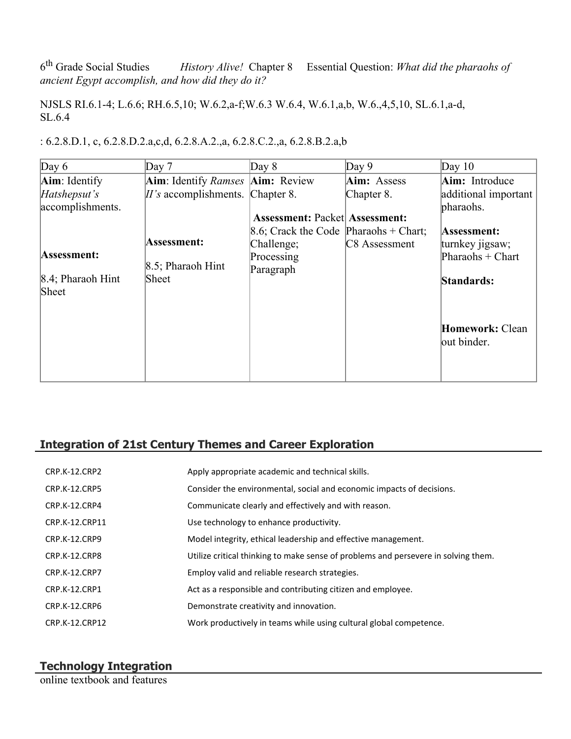6th Grade Social Studies *History Alive!* Chapter 8 Essential Question: *What did the pharaohs of ancient Egypt accomplish, and how did they do it?*

NJSLS RI.6.1-4; L.6.6; RH.6.5,10; W.6.2,a-f;W.6.3 W.6.4, W.6.1,a,b, W.6.,4,5,10, SL.6.1,a-d, SL.6.4

: 6.2.8.D.1, c, 6.2.8.D.2.a,c,d, 6.2.8.A.2.,a, 6.2.8.C.2.,a, 6.2.8.B.2.a,b

| Day 6 | Day 7 | Day 8 | Day 9 | Day 10 |
|---|---|---|---|---|
| **Aim**: Identify *Hatshepsut's* accomplishments.<br><br>**Assessment:**<br><br>8.4; Pharaoh Hint Sheet | **Aim**: Identify *Ramses II's* accomplishments.<br><br>**Assessment:**<br><br>8.5; Pharaoh Hint Sheet | **Aim:** Review Chapter 8.<br><br>**Assessment:** Packet 8.6; Crack the Code Challenge; Processing Paragraph | **Aim:** Assess Chapter 8.<br><br>**Assessment:** Pharaohs + Chart; C8 Assessment | **Aim:** Introduce additional important pharaohs.<br><br>**Assessment:** turnkey jigsaw; Pharaohs + Chart<br><br>**Standards:**<br><br>**Homework:** Clean out binder. |

## Integration of 21st Century Themes and Career Exploration

| | |
|---|---|
| CRP.K-12.CRP2 | Apply appropriate academic and technical skills. |
| CRP.K-12.CRP5 | Consider the environmental, social and economic impacts of decisions. |
| CRP.K-12.CRP4 | Communicate clearly and effectively and with reason. |
| CRP.K-12.CRP11 | Use technology to enhance productivity. |
| CRP.K-12.CRP9 | Model integrity, ethical leadership and effective management. |
| CRP.K-12.CRP8 | Utilize critical thinking to make sense of problems and persevere in solving them. |
| CRP.K-12.CRP7 | Employ valid and reliable research strategies. |
| CRP.K-12.CRP1 | Act as a responsible and contributing citizen and employee. |
| CRP.K-12.CRP6 | Demonstrate creativity and innovation. |
| CRP.K-12.CRP12 | Work productively in teams while using cultural global competence. |

## Technology Integration

online textbook and features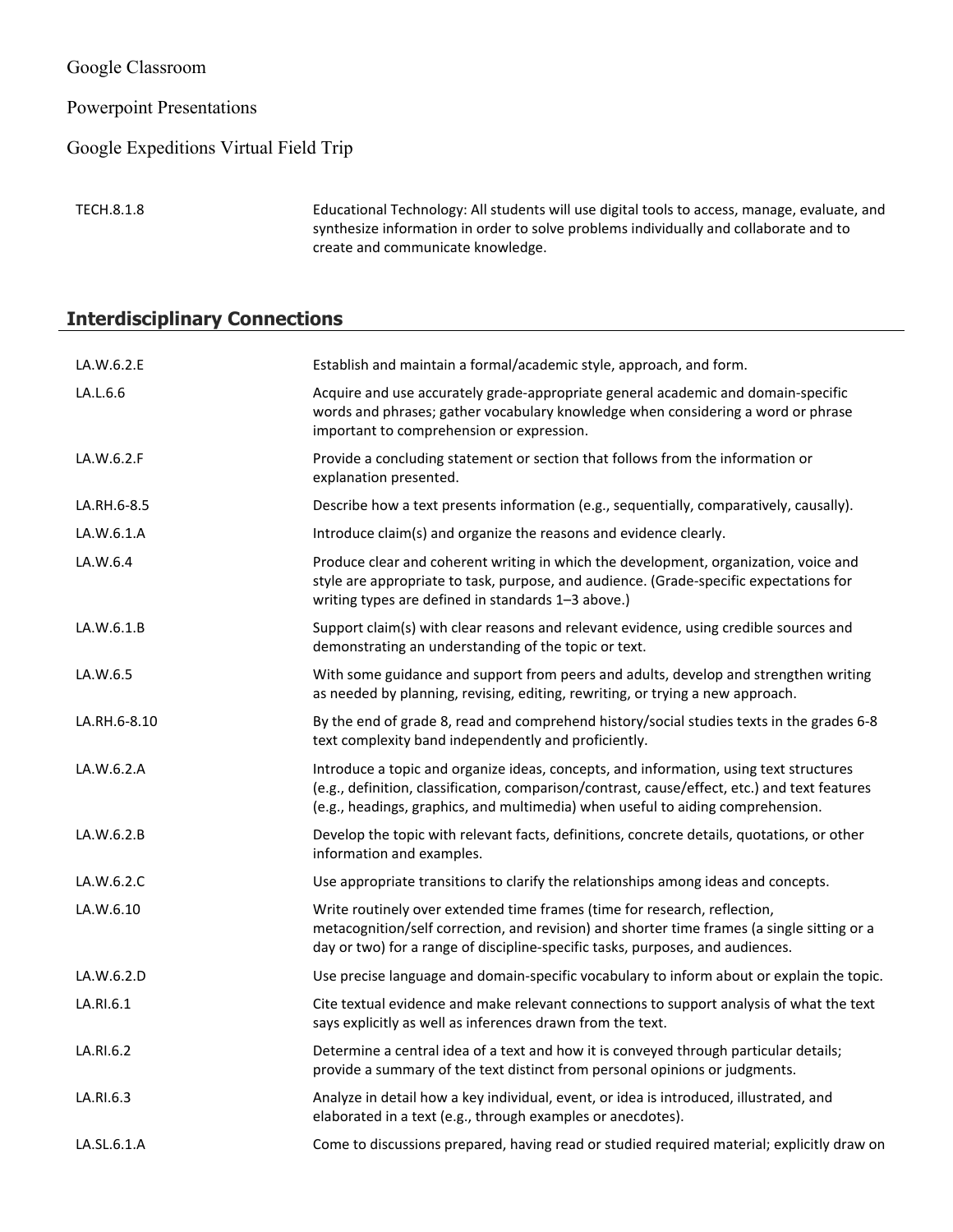Google Classroom

Powerpoint Presentations

Google Expeditions Virtual Field Trip

| | |
|---|---|
| TECH.8.1.8 | Educational Technology: All students will use digital tools to access, manage, evaluate, and synthesize information in order to solve problems individually and collaborate and to create and communicate knowledge. |

## Interdisciplinary Connections

| | |
|---|---|
| LA.W.6.2.E | Establish and maintain a formal/academic style, approach, and form. |
| LA.L.6.6 | Acquire and use accurately grade-appropriate general academic and domain-specific words and phrases; gather vocabulary knowledge when considering a word or phrase important to comprehension or expression. |
| LA.W.6.2.F | Provide a concluding statement or section that follows from the information or explanation presented. |
| LA.RH.6-8.5 | Describe how a text presents information (e.g., sequentially, comparatively, causally). |
| LA.W.6.1.A | Introduce claim(s) and organize the reasons and evidence clearly. |
| LA.W.6.4 | Produce clear and coherent writing in which the development, organization, voice and style are appropriate to task, purpose, and audience. (Grade-specific expectations for writing types are defined in standards 1–3 above.) |
| LA.W.6.1.B | Support claim(s) with clear reasons and relevant evidence, using credible sources and demonstrating an understanding of the topic or text. |
| LA.W.6.5 | With some guidance and support from peers and adults, develop and strengthen writing as needed by planning, revising, editing, rewriting, or trying a new approach. |
| LA.RH.6-8.10 | By the end of grade 8, read and comprehend history/social studies texts in the grades 6-8 text complexity band independently and proficiently. |
| LA.W.6.2.A | Introduce a topic and organize ideas, concepts, and information, using text structures (e.g., definition, classification, comparison/contrast, cause/effect, etc.) and text features (e.g., headings, graphics, and multimedia) when useful to aiding comprehension. |
| LA.W.6.2.B | Develop the topic with relevant facts, definitions, concrete details, quotations, or other information and examples. |
| LA.W.6.2.C | Use appropriate transitions to clarify the relationships among ideas and concepts. |
| LA.W.6.10 | Write routinely over extended time frames (time for research, reflection, metacognition/self correction, and revision) and shorter time frames (a single sitting or a day or two) for a range of discipline-specific tasks, purposes, and audiences. |
| LA.W.6.2.D | Use precise language and domain-specific vocabulary to inform about or explain the topic. |
| LA.RI.6.1 | Cite textual evidence and make relevant connections to support analysis of what the text says explicitly as well as inferences drawn from the text. |
| LA.RI.6.2 | Determine a central idea of a text and how it is conveyed through particular details; provide a summary of the text distinct from personal opinions or judgments. |
| LA.RI.6.3 | Analyze in detail how a key individual, event, or idea is introduced, illustrated, and elaborated in a text (e.g., through examples or anecdotes). |
| LA.SL.6.1.A | Come to discussions prepared, having read or studied required material; explicitly draw on |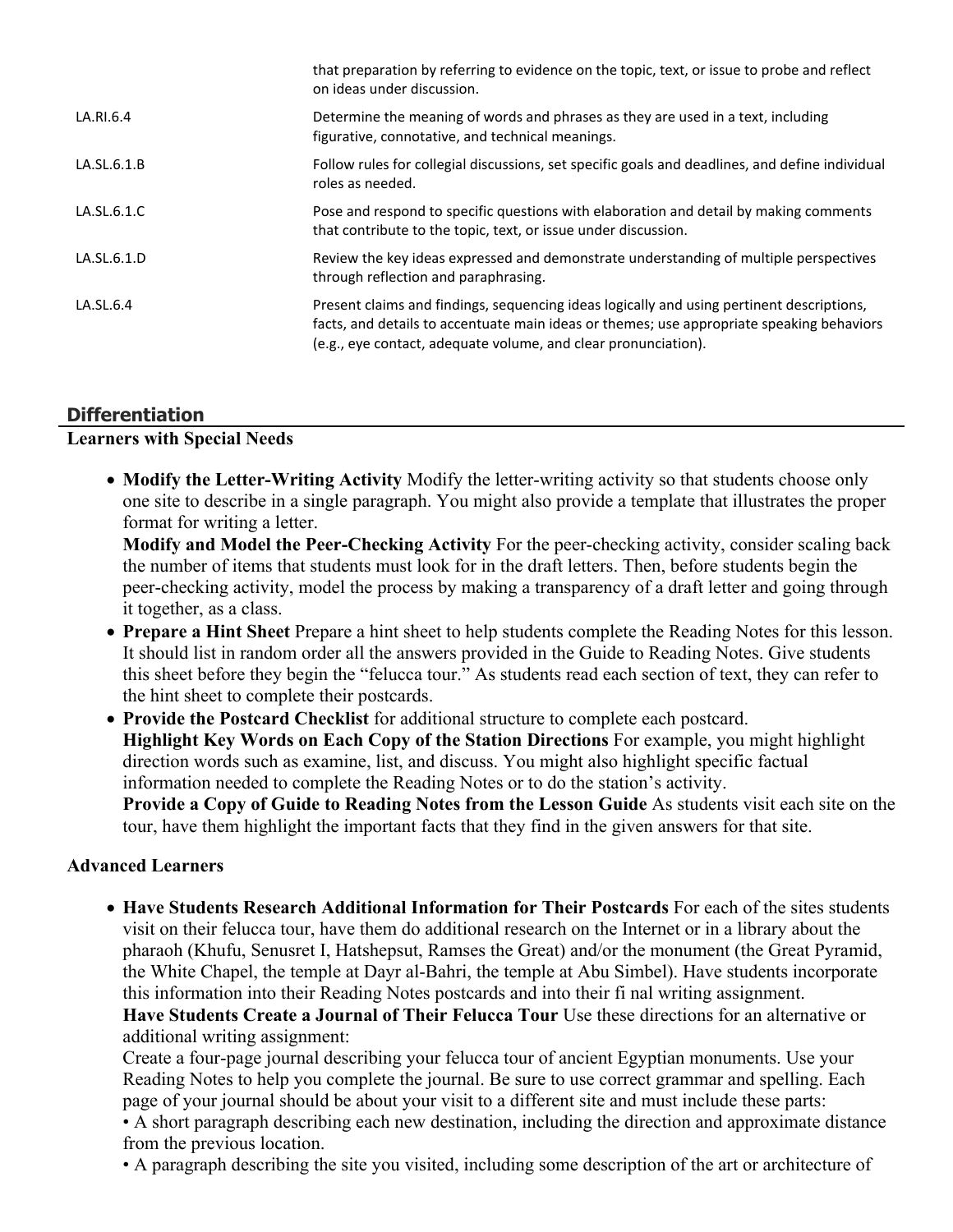| | |
|---|---|
| | that preparation by referring to evidence on the topic, text, or issue to probe and reflect on ideas under discussion. |
| LA.RI.6.4 | Determine the meaning of words and phrases as they are used in a text, including figurative, connotative, and technical meanings. |
| LA.SL.6.1.B | Follow rules for collegial discussions, set specific goals and deadlines, and define individual roles as needed. |
| LA.SL.6.1.C | Pose and respond to specific questions with elaboration and detail by making comments that contribute to the topic, text, or issue under discussion. |
| LA.SL.6.1.D | Review the key ideas expressed and demonstrate understanding of multiple perspectives through reflection and paraphrasing. |
| LA.SL.6.4 | Present claims and findings, sequencing ideas logically and using pertinent descriptions, facts, and details to accentuate main ideas or themes; use appropriate speaking behaviors (e.g., eye contact, adequate volume, and clear pronunciation). |

## Differentiation

### Learners with Special Needs

- **Modify the Letter-Writing Activity** Modify the letter-writing activity so that students choose only one site to describe in a single paragraph. You might also provide a template that illustrates the proper format for writing a letter.
  **Modify and Model the Peer-Checking Activity** For the peer-checking activity, consider scaling back the number of items that students must look for in the draft letters. Then, before students begin the peer-checking activity, model the process by making a transparency of a draft letter and going through it together, as a class.
- **Prepare a Hint Sheet** Prepare a hint sheet to help students complete the Reading Notes for this lesson. It should list in random order all the answers provided in the Guide to Reading Notes. Give students this sheet before they begin the "felucca tour." As students read each section of text, they can refer to the hint sheet to complete their postcards.
- **Provide the Postcard Checklist** for additional structure to complete each postcard.
  **Highlight Key Words on Each Copy of the Station Directions** For example, you might highlight direction words such as examine, list, and discuss. You might also highlight specific factual information needed to complete the Reading Notes or to do the station's activity.
  **Provide a Copy of Guide to Reading Notes from the Lesson Guide** As students visit each site on the tour, have them highlight the important facts that they find in the given answers for that site.

### Advanced Learners

- **Have Students Research Additional Information for Their Postcards** For each of the sites students visit on their felucca tour, have them do additional research on the Internet or in a library about the pharaoh (Khufu, Senusret I, Hatshepsut, Ramses the Great) and/or the monument (the Great Pyramid, the White Chapel, the temple at Dayr al-Bahri, the temple at Abu Simbel). Have students incorporate this information into their Reading Notes postcards and into their fi nal writing assignment.
  **Have Students Create a Journal of Their Felucca Tour** Use these directions for an alternative or additional writing assignment:
  Create a four-page journal describing your felucca tour of ancient Egyptian monuments. Use your Reading Notes to help you complete the journal. Be sure to use correct grammar and spelling. Each page of your journal should be about your visit to a different site and must include these parts:
  • A short paragraph describing each new destination, including the direction and approximate distance from the previous location.
  • A paragraph describing the site you visited, including some description of the art or architecture of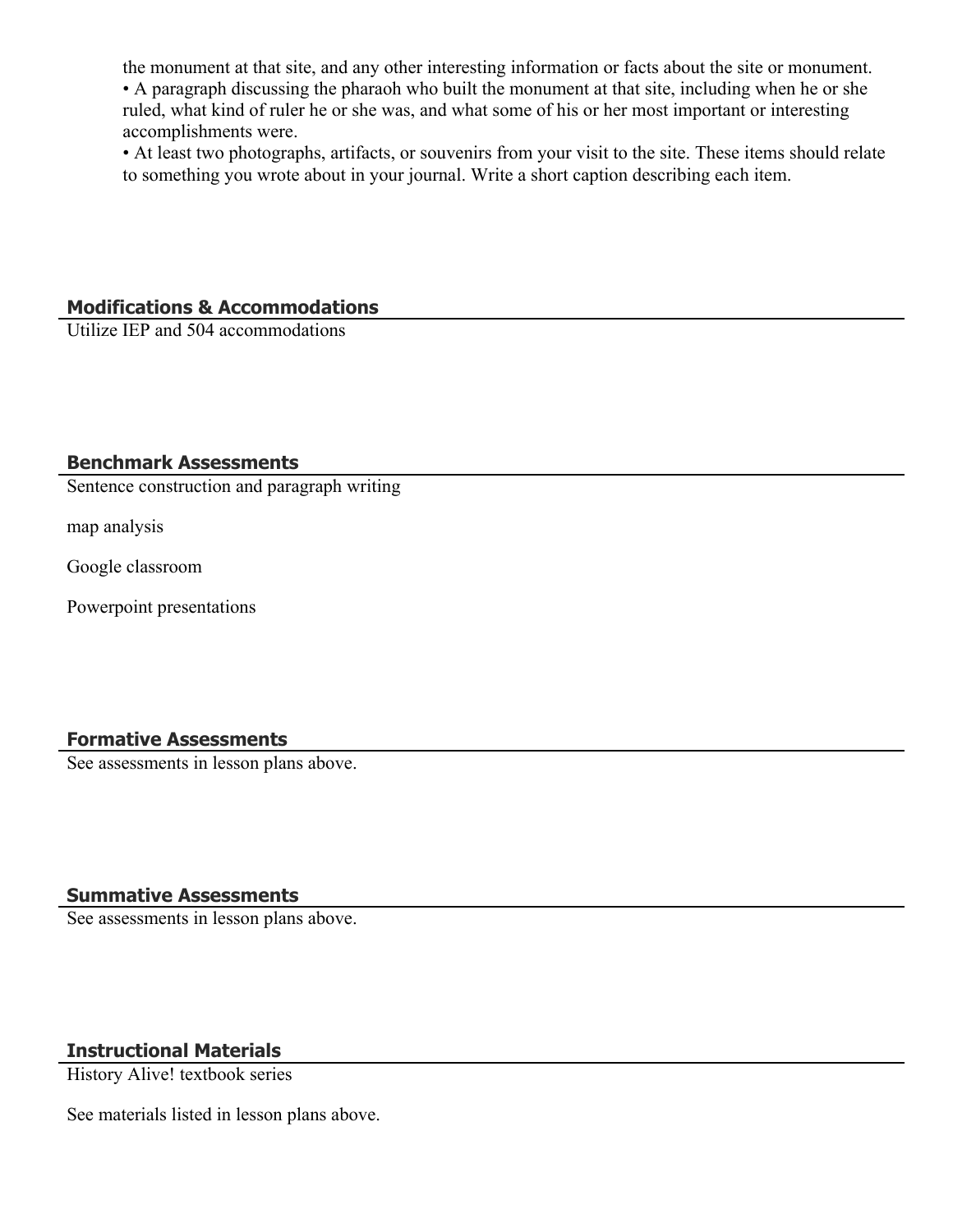the monument at that site, and any other interesting information or facts about the site or monument.

- A paragraph discussing the pharaoh who built the monument at that site, including when he or she ruled, what kind of ruler he or she was, and what some of his or her most important or interesting accomplishments were.
- At least two photographs, artifacts, or souvenirs from your visit to the site. These items should relate to something you wrote about in your journal. Write a short caption describing each item.

## Modifications & Accommodations

Utilize IEP and 504 accommodations

## Benchmark Assessments

Sentence construction and paragraph writing

map analysis

Google classroom

Powerpoint presentations

## Formative Assessments

See assessments in lesson plans above.

## Summative Assessments

See assessments in lesson plans above.

## Instructional Materials

History Alive! textbook series

See materials listed in lesson plans above.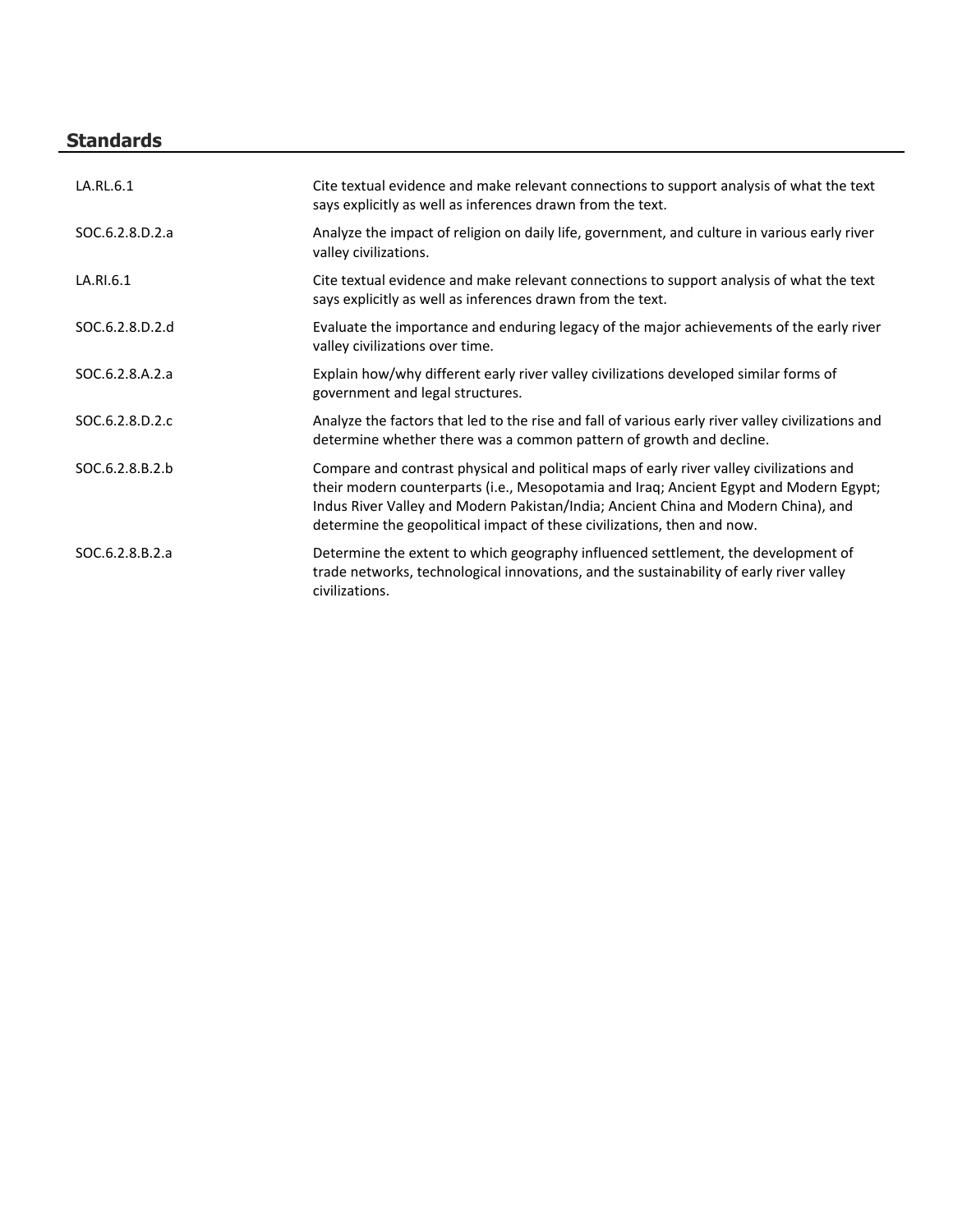## Standards

| | |
|---|---|
| LA.RL.6.1 | Cite textual evidence and make relevant connections to support analysis of what the text says explicitly as well as inferences drawn from the text. |
| SOC.6.2.8.D.2.a | Analyze the impact of religion on daily life, government, and culture in various early river valley civilizations. |
| LA.RI.6.1 | Cite textual evidence and make relevant connections to support analysis of what the text says explicitly as well as inferences drawn from the text. |
| SOC.6.2.8.D.2.d | Evaluate the importance and enduring legacy of the major achievements of the early river valley civilizations over time. |
| SOC.6.2.8.A.2.a | Explain how/why different early river valley civilizations developed similar forms of government and legal structures. |
| SOC.6.2.8.D.2.c | Analyze the factors that led to the rise and fall of various early river valley civilizations and determine whether there was a common pattern of growth and decline. |
| SOC.6.2.8.B.2.b | Compare and contrast physical and political maps of early river valley civilizations and their modern counterparts (i.e., Mesopotamia and Iraq; Ancient Egypt and Modern Egypt; Indus River Valley and Modern Pakistan/India; Ancient China and Modern China), and determine the geopolitical impact of these civilizations, then and now. |
| SOC.6.2.8.B.2.a | Determine the extent to which geography influenced settlement, the development of trade networks, technological innovations, and the sustainability of early river valley civilizations. |